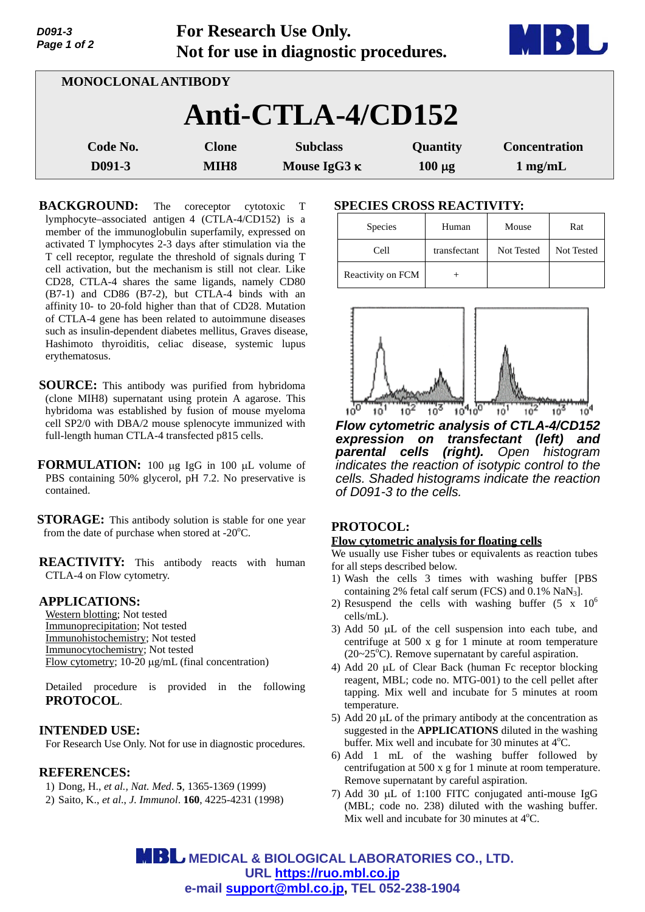**For Research Use Only.**
**Not for use in diagnostic procedures.**

MONOCLONAL ANTIBODY

# Anti-CTLA-4/CD152

| Code No. | Clone | Subclass | Quantity | Concentration |
|---|---|---|---|---|
| D091-3 | MIH8 | Mouse IgG3 κ | 100 μg | 1 mg/mL |

**BACKGROUND:** The coreceptor cytotoxic T lymphocyte–associated antigen 4 (CTLA-4/CD152) is a member of the immunoglobulin superfamily, expressed on activated T lymphocytes 2-3 days after stimulation via the T cell receptor, regulate the threshold of signals during T cell activation, but the mechanism is still not clear. Like CD28, CTLA-4 shares the same ligands, namely CD80 (B7-1) and CD86 (B7-2), but CTLA-4 binds with an affinity 10- to 20-fold higher than that of CD28. Mutation of CTLA-4 gene has been related to autoimmune diseases such as insulin-dependent diabetes mellitus, Graves disease, Hashimoto thyroiditis, celiac disease, systemic lupus erythematosus.

**SOURCE:** This antibody was purified from hybridoma (clone MIH8) supernatant using protein A agarose. This hybridoma was established by fusion of mouse myeloma cell SP2/0 with DBA/2 mouse splenocyte immunized with full-length human CTLA-4 transfected p815 cells.

**FORMULATION:** 100 μg IgG in 100 μL volume of PBS containing 50% glycerol, pH 7.2. No preservative is contained.

**STORAGE:** This antibody solution is stable for one year from the date of purchase when stored at -20°C.

**REACTIVITY:** This antibody reacts with human CTLA-4 on Flow cytometry.

**APPLICATIONS:**

Western blotting; Not tested
Immunoprecipitation; Not tested
Immunohistochemistry; Not tested
Immunocytochemistry; Not tested
Flow cytometry; 10-20 μg/mL (final concentration)

Detailed procedure is provided in the following **PROTOCOL**.

**INTENDED USE:**

For Research Use Only. Not for use in diagnostic procedures.

**REFERENCES:**

1) Dong, H., *et al., Nat. Med*. **5**, 1365-1369 (1999)
2) Saito, K., *et al., J. Immunol*. **160**, 4225-4231 (1998)

**SPECIES CROSS REACTIVITY:**

| Species | Human | Mouse | Rat |
|---|---|---|---|
| Cell | transfectant | Not Tested | Not Tested |
| Reactivity on FCM | + | | |

*Flow cytometric analysis of CTLA-4/CD152 expression on transfectant (left) and parental cells (right). Open histogram indicates the reaction of isotypic control to the cells. Shaded histograms indicate the reaction of D091-3 to the cells.*

**PROTOCOL:**

**Flow cytometric analysis for floating cells**

We usually use Fisher tubes or equivalents as reaction tubes for all steps described below.

1) Wash the cells 3 times with washing buffer [PBS containing 2% fetal calf serum (FCS) and 0.1% $NaN_3$].
2) Resuspend the cells with washing buffer (5 x $10^6$ cells/mL).
3) Add 50 μL of the cell suspension into each tube, and centrifuge at 500 x g for 1 minute at room temperature (20~25°C). Remove supernatant by careful aspiration.
4) Add 20 μL of Clear Back (human Fc receptor blocking reagent, MBL; code no. MTG-001) to the cell pellet after tapping. Mix well and incubate for 5 minutes at room temperature.
5) Add 20 μL of the primary antibody at the concentration as suggested in the **APPLICATIONS** diluted in the washing buffer. Mix well and incubate for 30 minutes at 4°C.
6) Add 1 mL of the washing buffer followed by centrifugation at 500 x g for 1 minute at room temperature. Remove supernatant by careful aspiration.
7) Add 30 μL of 1:100 FITC conjugated anti-mouse IgG (MBL; code no. 238) diluted with the washing buffer. Mix well and incubate for 30 minutes at 4°C.

**MEDICAL & BIOLOGICAL LABORATORIES CO., LTD.**
URL https://ruo.mbl.co.jp
e-mail support@mbl.co.jp, TEL 052-238-1904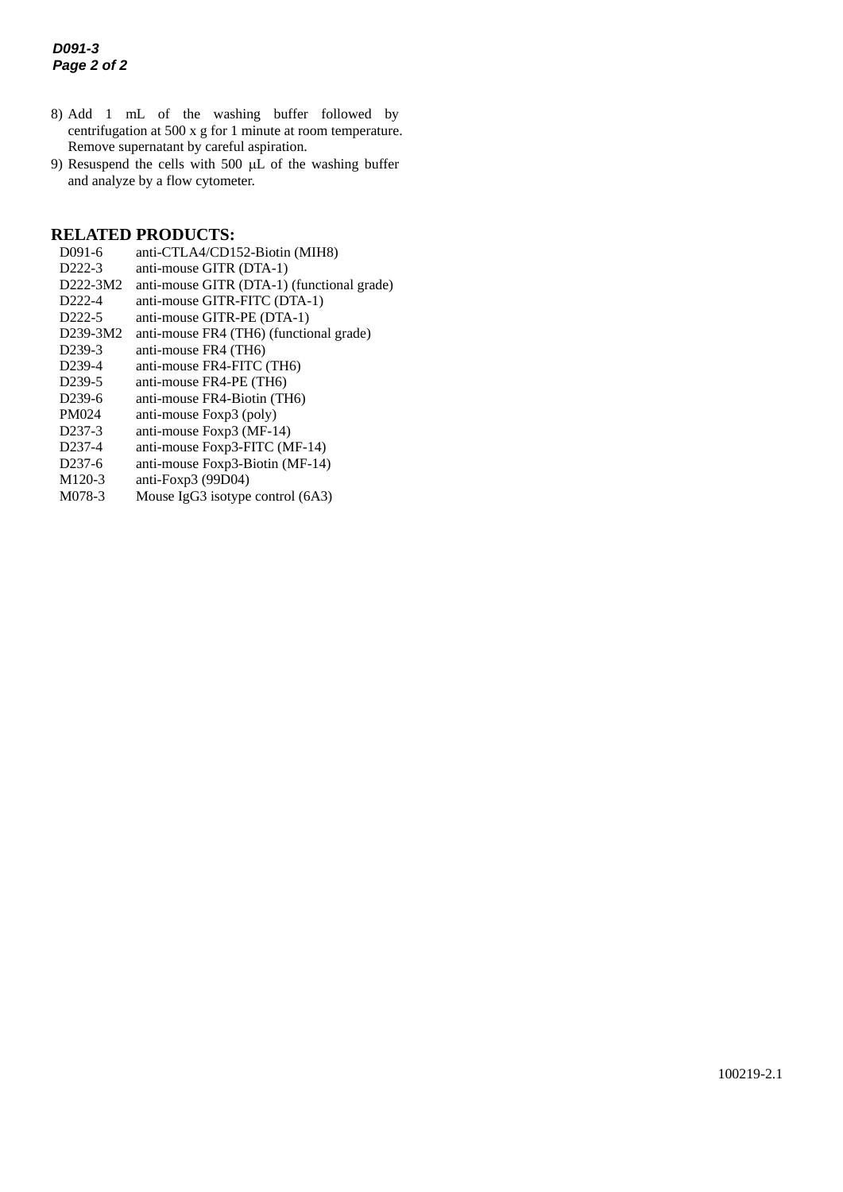8) Add 1 mL of the washing buffer followed by centrifugation at 500 x g for 1 minute at room temperature. Remove supernatant by careful aspiration.
9) Resuspend the cells with 500 μL of the washing buffer and analyze by a flow cytometer.

## RELATED PRODUCTS:

| | |
|---|---|
| D091-6 | anti-CTLA4/CD152-Biotin (MIH8) |
| D222-3 | anti-mouse GITR (DTA-1) |
| D222-3M2 | anti-mouse GITR (DTA-1) (functional grade) |
| D222-4 | anti-mouse GITR-FITC (DTA-1) |
| D222-5 | anti-mouse GITR-PE (DTA-1) |
| D239-3M2 | anti-mouse FR4 (TH6) (functional grade) |
| D239-3 | anti-mouse FR4 (TH6) |
| D239-4 | anti-mouse FR4-FITC (TH6) |
| D239-5 | anti-mouse FR4-PE (TH6) |
| D239-6 | anti-mouse FR4-Biotin (TH6) |
| PM024 | anti-mouse Foxp3 (poly) |
| D237-3 | anti-mouse Foxp3 (MF-14) |
| D237-4 | anti-mouse Foxp3-FITC (MF-14) |
| D237-6 | anti-mouse Foxp3-Biotin (MF-14) |
| M120-3 | anti-Foxp3 (99D04) |
| M078-3 | Mouse IgG3 isotype control (6A3) |

100219-2.1